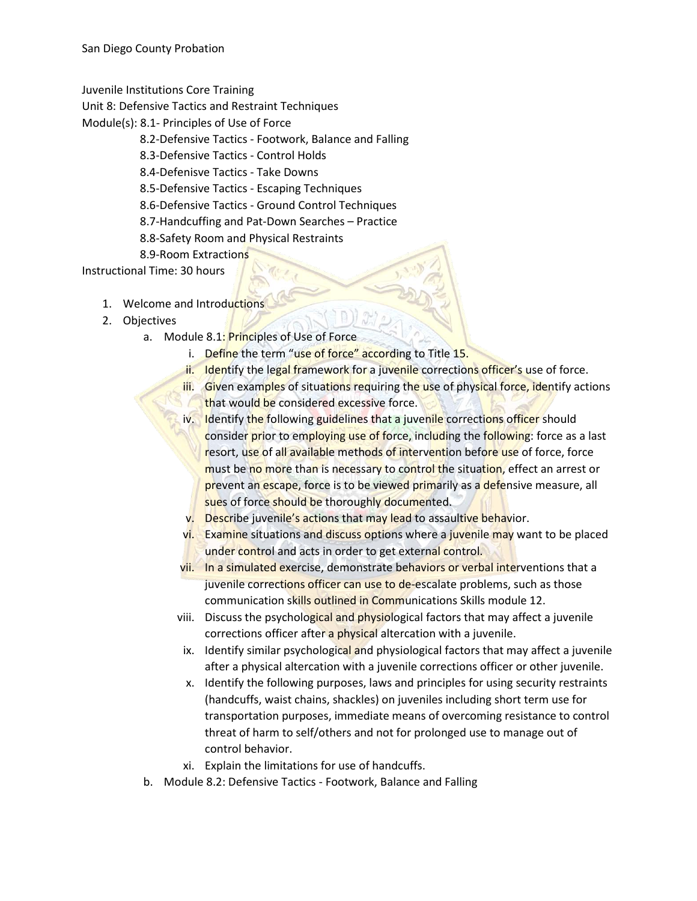San Diego County Probation

Juvenile Institutions Core Training

Unit 8: Defensive Tactics and Restraint Techniques

Module(s): 8.1- Principles of Use of Force

8.2-Defensive Tactics - Footwork, Balance and Falling

8.3-Defensive Tactics - Control Holds

8.4-Defenisve Tactics - Take Downs

8.5-Defensive Tactics - Escaping Techniques

8.6-Defensive Tactics - Ground Control Techniques

8.7-Handcuffing and Pat-Down Searches – Practice

8.8-Safety Room and Physical Restraints

8.9-Room Extractions

Instructional Time: 30 hours

1. Welcome and Introductions
2. Objectives
   a. Module 8.1: Principles of Use of Force
      i. Define the term "use of force" according to Title 15.
      ii. Identify the legal framework for a juvenile corrections officer's use of force.
      iii. Given examples of situations requiring the use of physical force, identify actions that would be considered excessive force.
      iv. Identify the following guidelines that a juvenile corrections officer should consider prior to employing use of force, including the following: force as a last resort, use of all available methods of intervention before use of force, force must be no more than is necessary to control the situation, effect an arrest or prevent an escape, force is to be viewed primarily as a defensive measure, all sues of force should be thoroughly documented.
      v. Describe juvenile's actions that may lead to assaultive behavior.
      vi. Examine situations and discuss options where a juvenile may want to be placed under control and acts in order to get external control.
      vii. In a simulated exercise, demonstrate behaviors or verbal interventions that a juvenile corrections officer can use to de-escalate problems, such as those communication skills outlined in Communications Skills module 12.
      viii. Discuss the psychological and physiological factors that may affect a juvenile corrections officer after a physical altercation with a juvenile.
      ix. Identify similar psychological and physiological factors that may affect a juvenile after a physical altercation with a juvenile corrections officer or other juvenile.
      x. Identify the following purposes, laws and principles for using security restraints (handcuffs, waist chains, shackles) on juveniles including short term use for transportation purposes, immediate means of overcoming resistance to control threat of harm to self/others and not for prolonged use to manage out of control behavior.
      xi. Explain the limitations for use of handcuffs.
   b. Module 8.2: Defensive Tactics - Footwork, Balance and Falling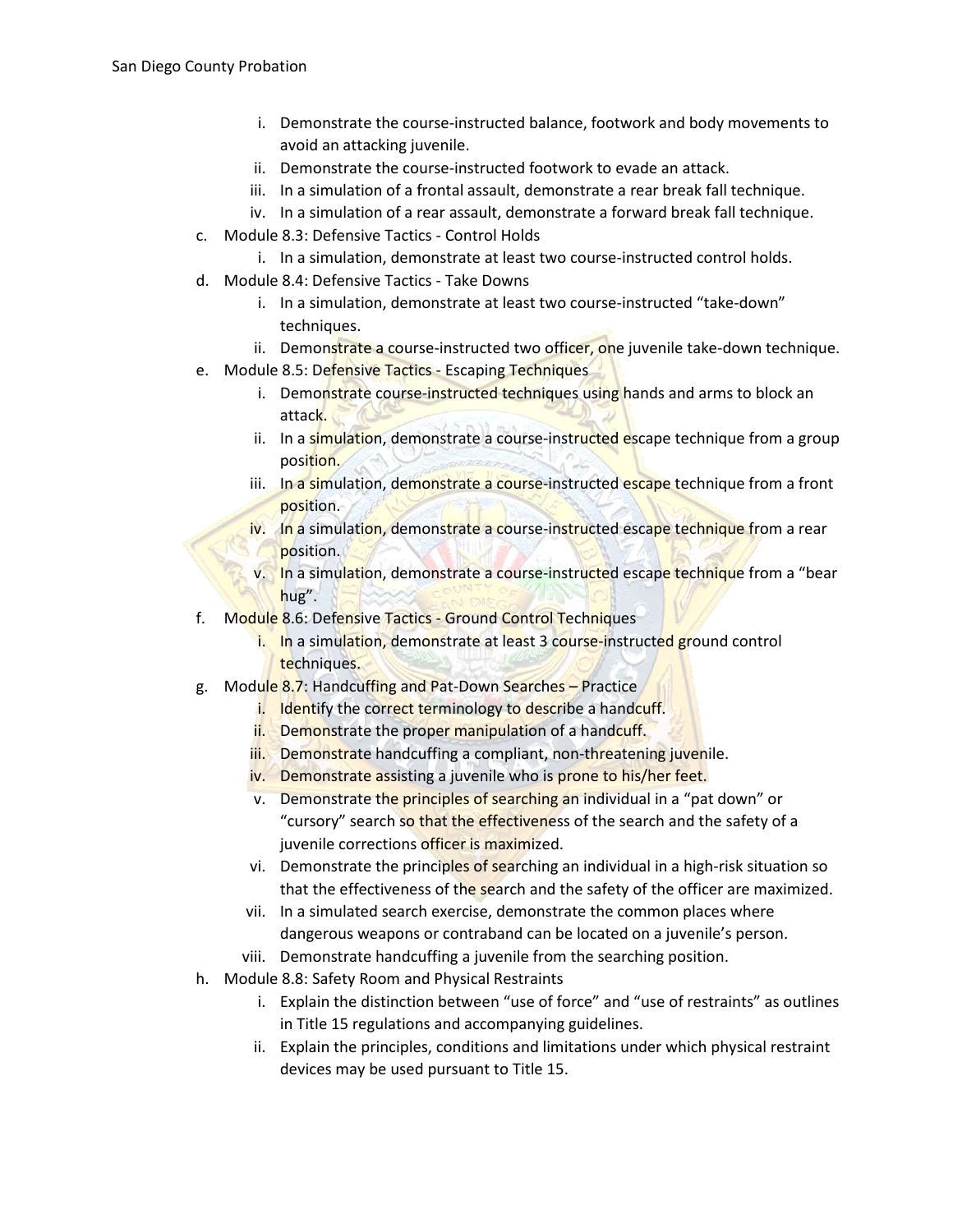- i. Demonstrate the course-instructed balance, footwork and body movements to avoid an attacking juvenile.
   - ii. Demonstrate the course-instructed footwork to evade an attack.
   - iii. In a simulation of a frontal assault, demonstrate a rear break fall technique.
   - iv. In a simulation of a rear assault, demonstrate a forward break fall technique.

c. Module 8.3: Defensive Tactics - Control Holds
   - i. In a simulation, demonstrate at least two course-instructed control holds.

d. Module 8.4: Defensive Tactics - Take Downs
   - i. In a simulation, demonstrate at least two course-instructed "take-down" techniques.
   - ii. Demonstrate a course-instructed two officer, one juvenile take-down technique.

e. Module 8.5: Defensive Tactics - Escaping Techniques
   - i. Demonstrate course-instructed techniques using hands and arms to block an attack.
   - ii. In a simulation, demonstrate a course-instructed escape technique from a group position.
   - iii. In a simulation, demonstrate a course-instructed escape technique from a front position.
   - iv. In a simulation, demonstrate a course-instructed escape technique from a rear position.
   - v. In a simulation, demonstrate a course-instructed escape technique from a "bear hug".

f. Module 8.6: Defensive Tactics - Ground Control Techniques
   - i. In a simulation, demonstrate at least 3 course-instructed ground control techniques.

g. Module 8.7: Handcuffing and Pat-Down Searches – Practice
   - i. Identify the correct terminology to describe a handcuff.
   - ii. Demonstrate the proper manipulation of a handcuff.
   - iii. Demonstrate handcuffing a compliant, non-threatening juvenile.
   - iv. Demonstrate assisting a juvenile who is prone to his/her feet.
   - v. Demonstrate the principles of searching an individual in a "pat down" or "cursory" search so that the effectiveness of the search and the safety of a juvenile corrections officer is maximized.
   - vi. Demonstrate the principles of searching an individual in a high-risk situation so that the effectiveness of the search and the safety of the officer are maximized.
   - vii. In a simulated search exercise, demonstrate the common places where dangerous weapons or contraband can be located on a juvenile's person.
   - viii. Demonstrate handcuffing a juvenile from the searching position.

h. Module 8.8: Safety Room and Physical Restraints
   - i. Explain the distinction between "use of force" and "use of restraints" as outlines in Title 15 regulations and accompanying guidelines.
   - ii. Explain the principles, conditions and limitations under which physical restraint devices may be used pursuant to Title 15.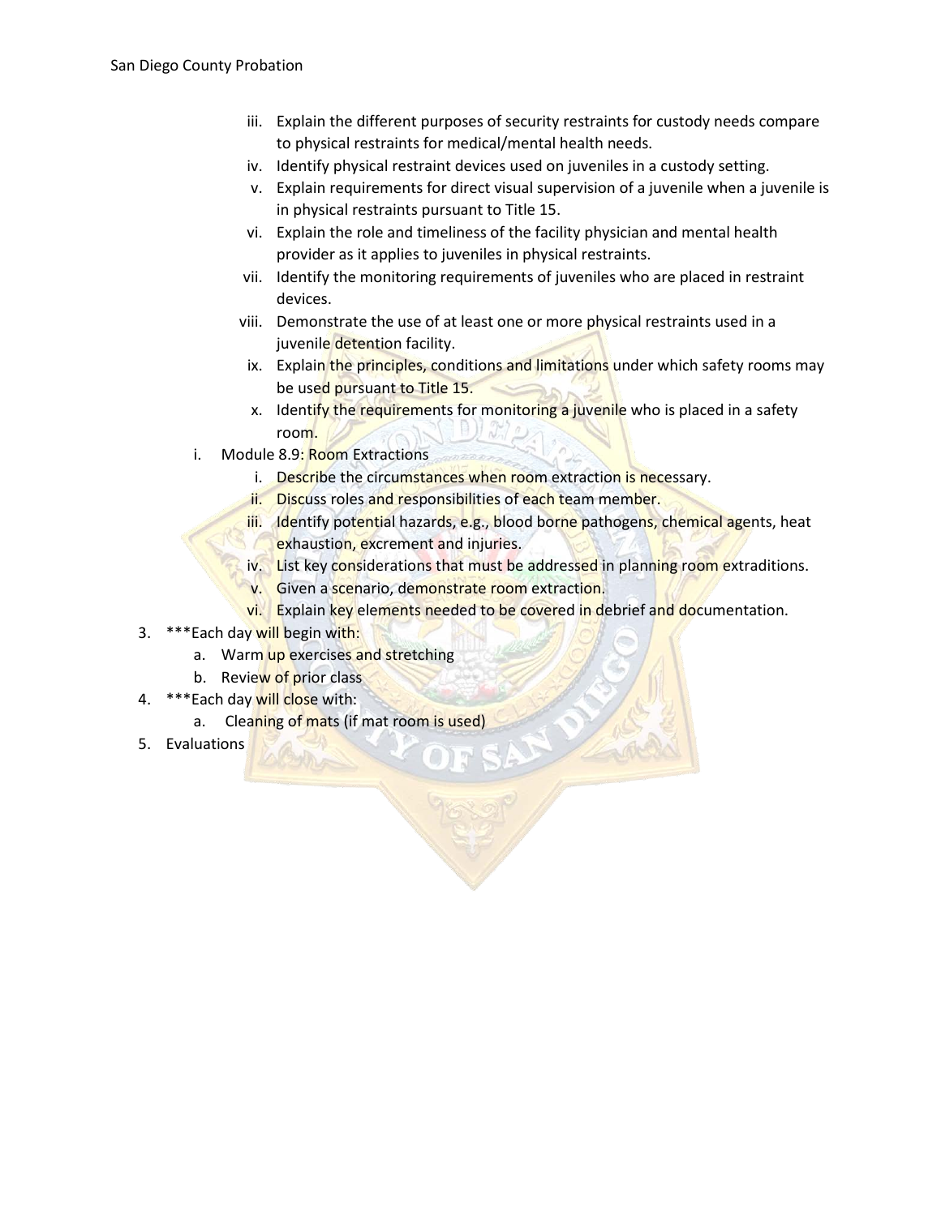iii. Explain the different purposes of security restraints for custody needs compare to physical restraints for medical/mental health needs.
   iv. Identify physical restraint devices used on juveniles in a custody setting.
   v. Explain requirements for direct visual supervision of a juvenile when a juvenile is in physical restraints pursuant to Title 15.
   vi. Explain the role and timeliness of the facility physician and mental health provider as it applies to juveniles in physical restraints.
   vii. Identify the monitoring requirements of juveniles who are placed in restraint devices.
   viii. Demonstrate the use of at least one or more physical restraints used in a juvenile detention facility.
   ix. Explain the principles, conditions and limitations under which safety rooms may be used pursuant to Title 15.
   x. Identify the requirements for monitoring a juvenile who is placed in a safety room.

i. Module 8.9: Room Extractions
   i. Describe the circumstances when room extraction is necessary.
   ii. Discuss roles and responsibilities of each team member.
   iii. Identify potential hazards, e.g., blood borne pathogens, chemical agents, heat exhaustion, excrement and injuries.
   iv. List key considerations that must be addressed in planning room extraditions.
   v. Given a scenario, demonstrate room extraction.
   vi. Explain key elements needed to be covered in debrief and documentation.

3. ***Each day will begin with:
   a. Warm up exercises and stretching
   b. Review of prior class
4. ***Each day will close with:
   a. Cleaning of mats (if mat room is used)
5. Evaluations